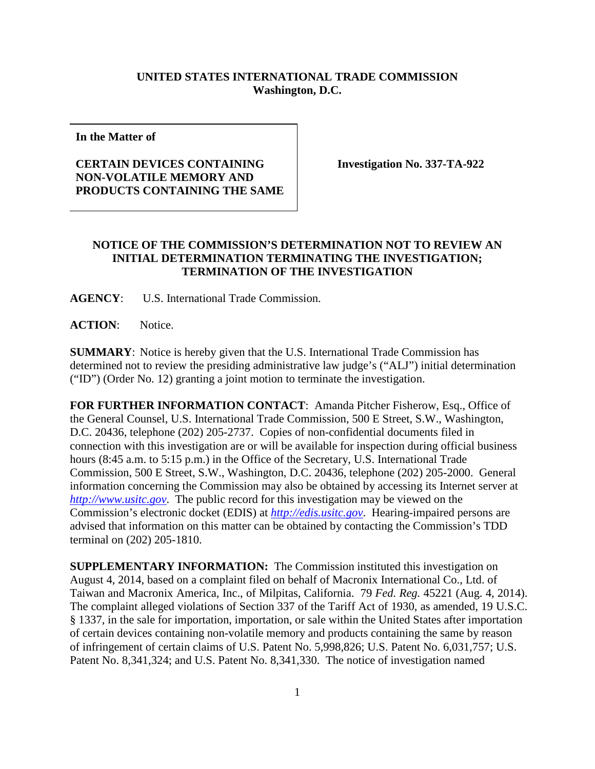**UNITED STATES INTERNATIONAL TRADE COMMISSION**
**Washington, D.C.**

| | |
|---|---|
| **In the Matter of**<br><br>**CERTAIN DEVICES CONTAINING NON-VOLATILE MEMORY AND PRODUCTS CONTAINING THE SAME** | **Investigation No. 337-TA-922** |

## NOTICE OF THE COMMISSION'S DETERMINATION NOT TO REVIEW AN INITIAL DETERMINATION TERMINATING THE INVESTIGATION; TERMINATION OF THE INVESTIGATION

**AGENCY**: U.S. International Trade Commission.

**ACTION**: Notice.

**SUMMARY**: Notice is hereby given that the U.S. International Trade Commission has determined not to review the presiding administrative law judge's ("ALJ") initial determination ("ID") (Order No. 12) granting a joint motion to terminate the investigation.

**FOR FURTHER INFORMATION CONTACT**: Amanda Pitcher Fisherow, Esq., Office of the General Counsel, U.S. International Trade Commission, 500 E Street, S.W., Washington, D.C. 20436, telephone (202) 205-2737. Copies of non-confidential documents filed in connection with this investigation are or will be available for inspection during official business hours (8:45 a.m. to 5:15 p.m.) in the Office of the Secretary, U.S. International Trade Commission, 500 E Street, S.W., Washington, D.C. 20436, telephone (202) 205-2000. General information concerning the Commission may also be obtained by accessing its Internet server at *http://www.usitc.gov*. The public record for this investigation may be viewed on the Commission's electronic docket (EDIS) at *http://edis.usitc.gov*. Hearing-impaired persons are advised that information on this matter can be obtained by contacting the Commission's TDD terminal on (202) 205-1810.

**SUPPLEMENTARY INFORMATION:** The Commission instituted this investigation on August 4, 2014, based on a complaint filed on behalf of Macronix International Co., Ltd. of Taiwan and Macronix America, Inc., of Milpitas, California. 79 *Fed. Reg.* 45221 (Aug. 4, 2014). The complaint alleged violations of Section 337 of the Tariff Act of 1930, as amended, 19 U.S.C. § 1337, in the sale for importation, importation, or sale within the United States after importation of certain devices containing non-volatile memory and products containing the same by reason of infringement of certain claims of U.S. Patent No. 5,998,826; U.S. Patent No. 6,031,757; U.S. Patent No. 8,341,324; and U.S. Patent No. 8,341,330. The notice of investigation named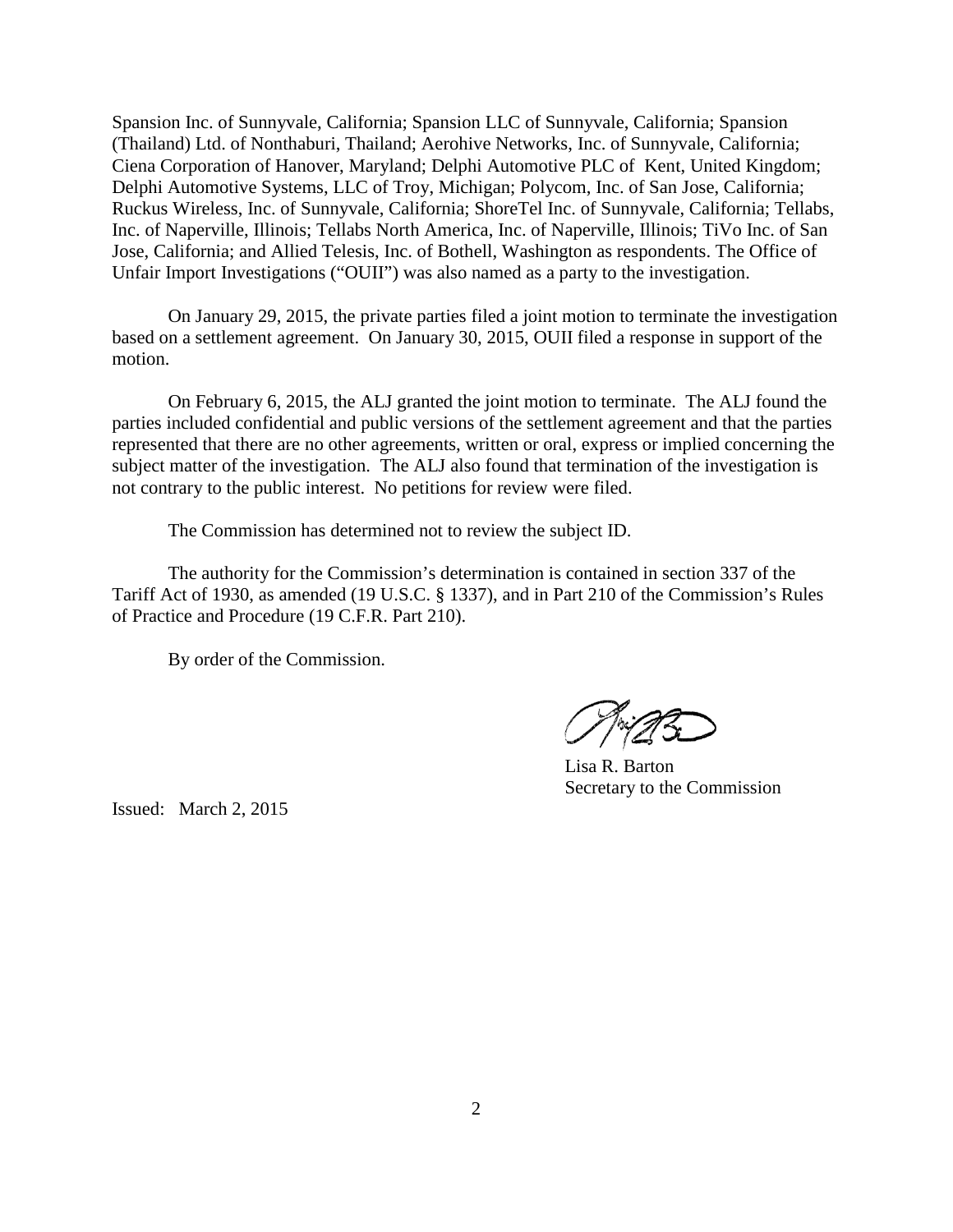Spansion Inc. of Sunnyvale, California; Spansion LLC of Sunnyvale, California; Spansion (Thailand) Ltd. of Nonthaburi, Thailand; Aerohive Networks, Inc. of Sunnyvale, California; Ciena Corporation of Hanover, Maryland; Delphi Automotive PLC of Kent, United Kingdom; Delphi Automotive Systems, LLC of Troy, Michigan; Polycom, Inc. of San Jose, California; Ruckus Wireless, Inc. of Sunnyvale, California; ShoreTel Inc. of Sunnyvale, California; Tellabs, Inc. of Naperville, Illinois; Tellabs North America, Inc. of Naperville, Illinois; TiVo Inc. of San Jose, California; and Allied Telesis, Inc. of Bothell, Washington as respondents. The Office of Unfair Import Investigations ("OUII") was also named as a party to the investigation.

On January 29, 2015, the private parties filed a joint motion to terminate the investigation based on a settlement agreement. On January 30, 2015, OUII filed a response in support of the motion.

On February 6, 2015, the ALJ granted the joint motion to terminate. The ALJ found the parties included confidential and public versions of the settlement agreement and that the parties represented that there are no other agreements, written or oral, express or implied concerning the subject matter of the investigation. The ALJ also found that termination of the investigation is not contrary to the public interest. No petitions for review were filed.

The Commission has determined not to review the subject ID.

The authority for the Commission's determination is contained in section 337 of the Tariff Act of 1930, as amended (19 U.S.C. § 1337), and in Part 210 of the Commission's Rules of Practice and Procedure (19 C.F.R. Part 210).

By order of the Commission.

Lisa R. Barton
Secretary to the Commission

Issued: March 2, 2015